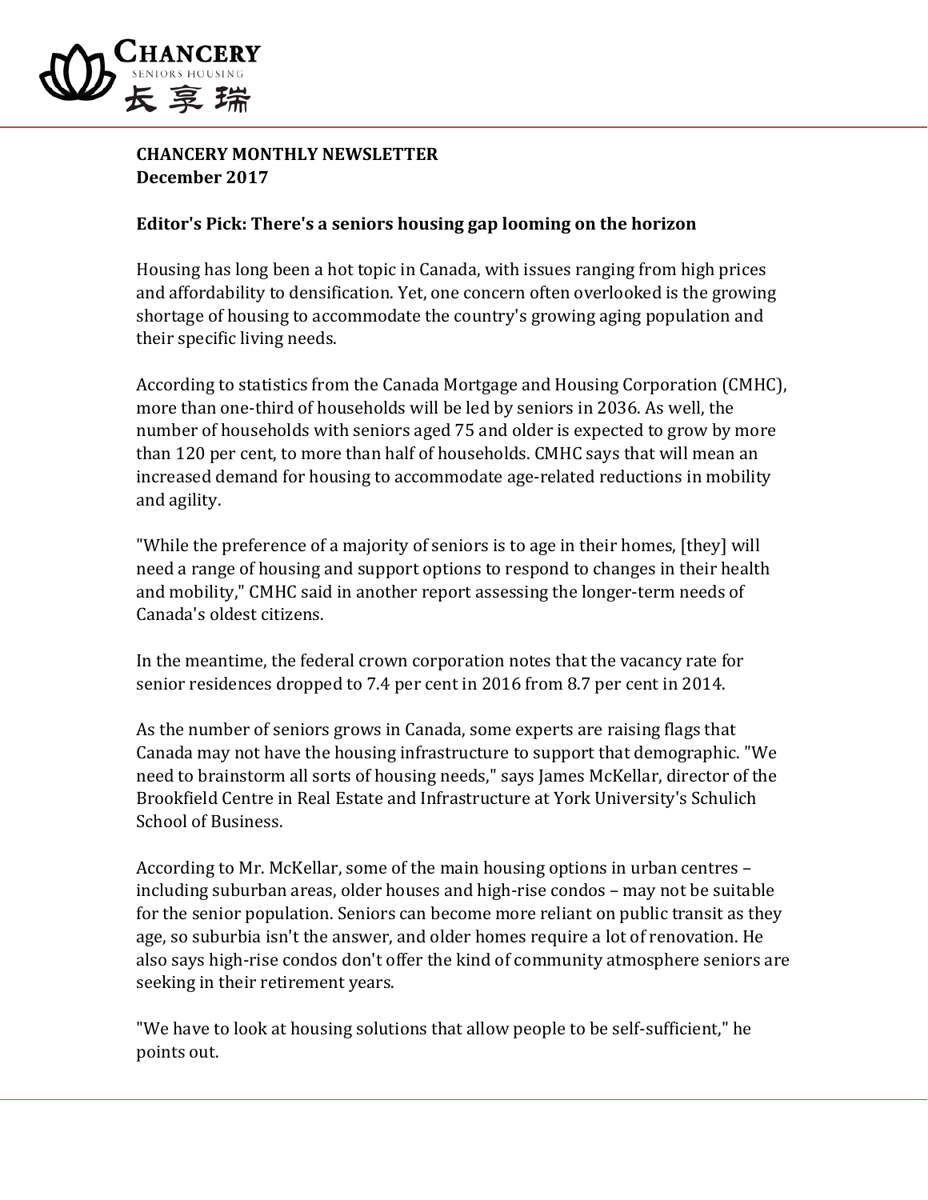**CHANCERY MONTHLY NEWSLETTER**
**December 2017**

## Editor's Pick: There's a seniors housing gap looming on the horizon

Housing has long been a hot topic in Canada, with issues ranging from high prices and affordability to densification. Yet, one concern often overlooked is the growing shortage of housing to accommodate the country's growing aging population and their specific living needs.

According to statistics from the Canada Mortgage and Housing Corporation (CMHC), more than one-third of households will be led by seniors in 2036. As well, the number of households with seniors aged 75 and older is expected to grow by more than 120 per cent, to more than half of households. CMHC says that will mean an increased demand for housing to accommodate age-related reductions in mobility and agility.

"While the preference of a majority of seniors is to age in their homes, [they] will need a range of housing and support options to respond to changes in their health and mobility," CMHC said in another report assessing the longer-term needs of Canada's oldest citizens.

In the meantime, the federal crown corporation notes that the vacancy rate for senior residences dropped to 7.4 per cent in 2016 from 8.7 per cent in 2014.

As the number of seniors grows in Canada, some experts are raising flags that Canada may not have the housing infrastructure to support that demographic. "We need to brainstorm all sorts of housing needs," says James McKellar, director of the Brookfield Centre in Real Estate and Infrastructure at York University's Schulich School of Business.

According to Mr. McKellar, some of the main housing options in urban centres – including suburban areas, older houses and high-rise condos – may not be suitable for the senior population. Seniors can become more reliant on public transit as they age, so suburbia isn't the answer, and older homes require a lot of renovation. He also says high-rise condos don't offer the kind of community atmosphere seniors are seeking in their retirement years.

"We have to look at housing solutions that allow people to be self-sufficient," he points out.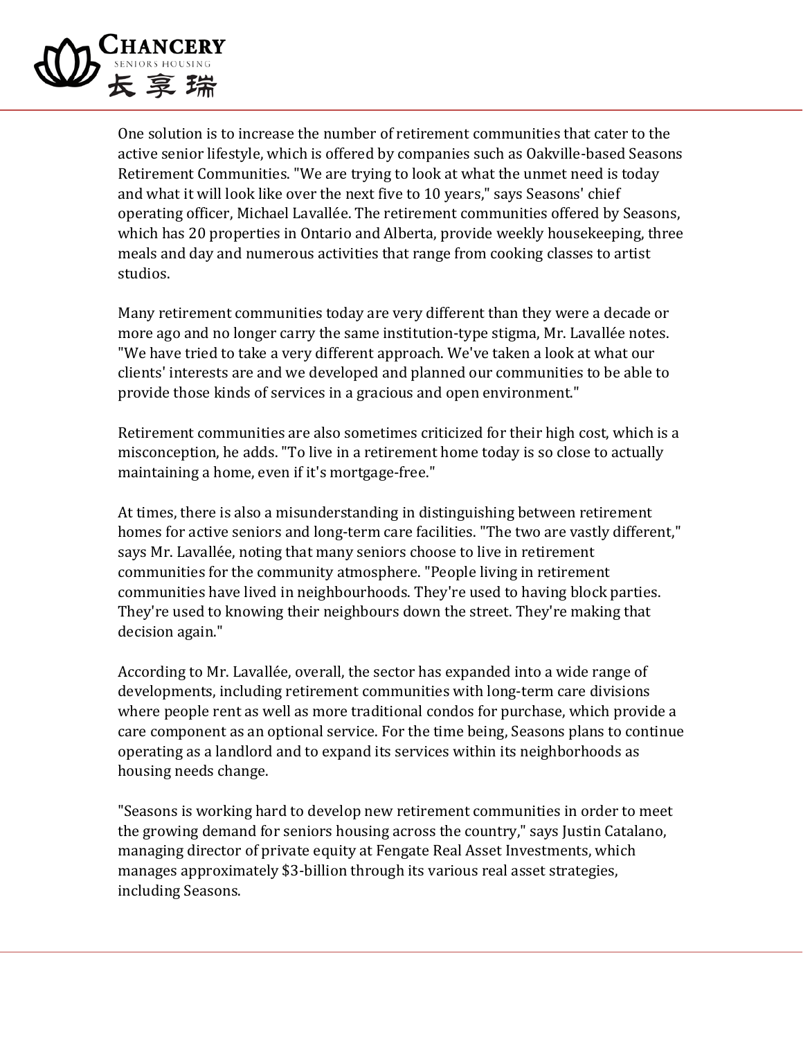One solution is to increase the number of retirement communities that cater to the active senior lifestyle, which is offered by companies such as Oakville-based Seasons Retirement Communities. "We are trying to look at what the unmet need is today and what it will look like over the next five to 10 years," says Seasons' chief operating officer, Michael Lavallée. The retirement communities offered by Seasons, which has 20 properties in Ontario and Alberta, provide weekly housekeeping, three meals and day and numerous activities that range from cooking classes to artist studios.

Many retirement communities today are very different than they were a decade or more ago and no longer carry the same institution-type stigma, Mr. Lavallée notes. "We have tried to take a very different approach. We've taken a look at what our clients' interests are and we developed and planned our communities to be able to provide those kinds of services in a gracious and open environment."

Retirement communities are also sometimes criticized for their high cost, which is a misconception, he adds. "To live in a retirement home today is so close to actually maintaining a home, even if it's mortgage-free."

At times, there is also a misunderstanding in distinguishing between retirement homes for active seniors and long-term care facilities. "The two are vastly different," says Mr. Lavallée, noting that many seniors choose to live in retirement communities for the community atmosphere. "People living in retirement communities have lived in neighbourhoods. They're used to having block parties. They're used to knowing their neighbours down the street. They're making that decision again."

According to Mr. Lavallée, overall, the sector has expanded into a wide range of developments, including retirement communities with long-term care divisions where people rent as well as more traditional condos for purchase, which provide a care component as an optional service. For the time being, Seasons plans to continue operating as a landlord and to expand its services within its neighborhoods as housing needs change.

"Seasons is working hard to develop new retirement communities in order to meet the growing demand for seniors housing across the country," says Justin Catalano, managing director of private equity at Fengate Real Asset Investments, which manages approximately $3-billion through its various real asset strategies, including Seasons.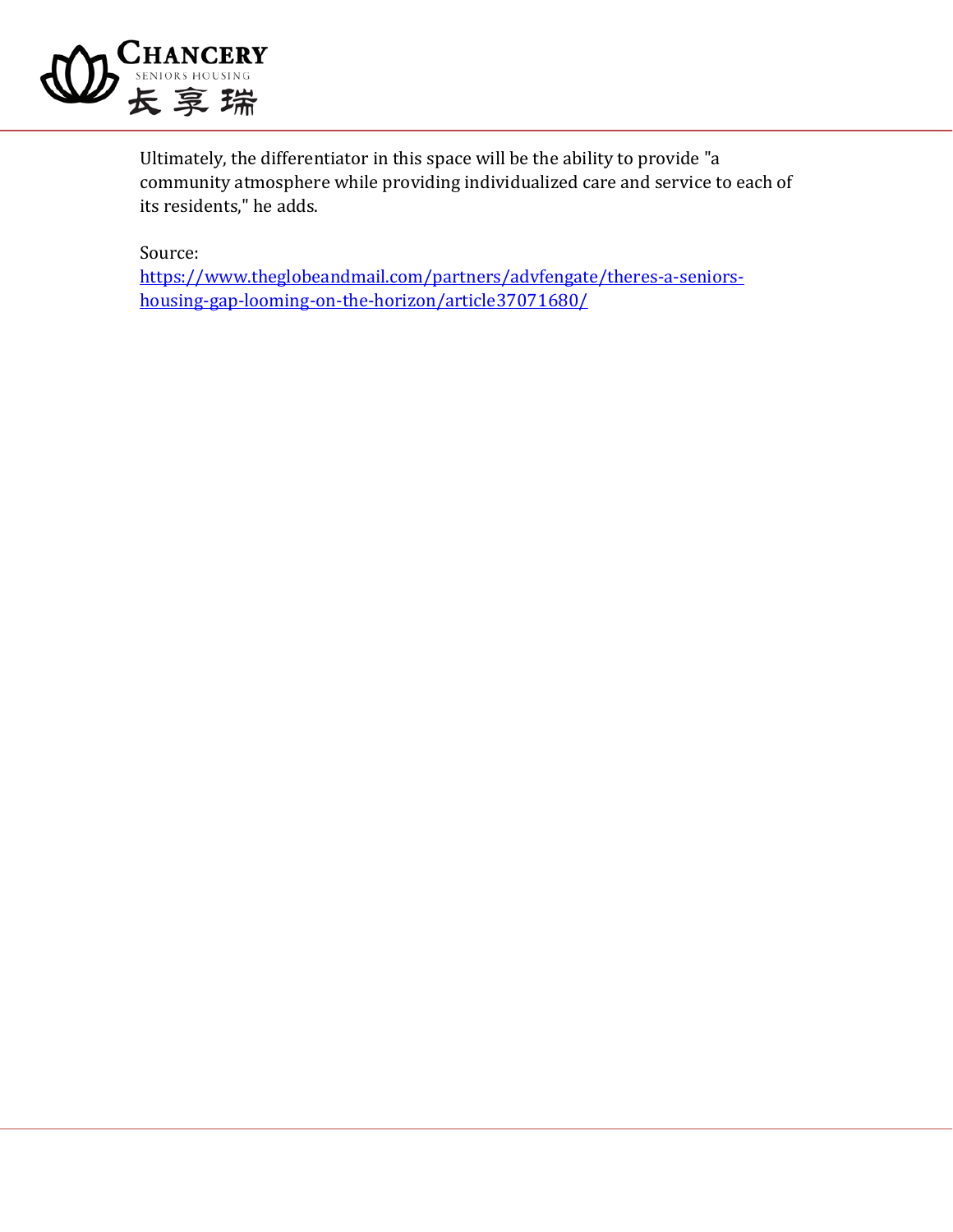Ultimately, the differentiator in this space will be the ability to provide "a community atmosphere while providing individualized care and service to each of its residents," he adds.

Source:
[https://www.theglobeandmail.com/partners/advfengate/theres-a-seniors-housing-gap-looming-on-the-horizon/article37071680/](https://www.theglobeandmail.com/partners/advfengate/theres-a-seniors-housing-gap-looming-on-the-horizon/article37071680/)